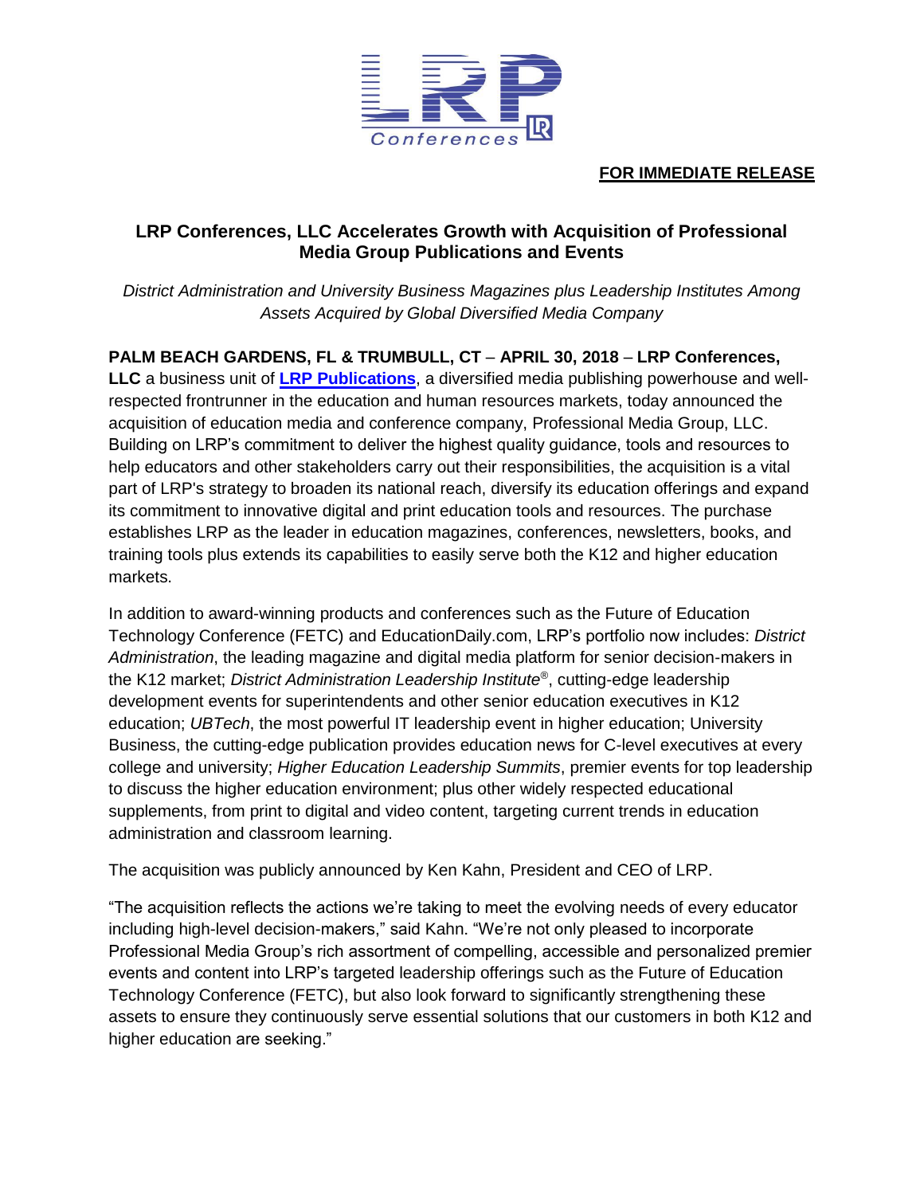**FOR IMMEDIATE RELEASE**

## LRP Conferences, LLC Accelerates Growth with Acquisition of Professional Media Group Publications and Events

*District Administration and University Business Magazines plus Leadership Institutes Among Assets Acquired by Global Diversified Media Company*

**PALM BEACH GARDENS, FL & TRUMBULL, CT – APRIL 30, 2018 – LRP Conferences, LLC** a business unit of **LRP Publications**, a diversified media publishing powerhouse and well-respected frontrunner in the education and human resources markets, today announced the acquisition of education media and conference company, Professional Media Group, LLC. Building on LRP's commitment to deliver the highest quality guidance, tools and resources to help educators and other stakeholders carry out their responsibilities, the acquisition is a vital part of LRP's strategy to broaden its national reach, diversify its education offerings and expand its commitment to innovative digital and print education tools and resources. The purchase establishes LRP as the leader in education magazines, conferences, newsletters, books, and training tools plus extends its capabilities to easily serve both the K12 and higher education markets.

In addition to award-winning products and conferences such as the Future of Education Technology Conference (FETC) and EducationDaily.com, LRP's portfolio now includes: *District Administration*, the leading magazine and digital media platform for senior decision-makers in the K12 market; *District Administration Leadership Institute*®, cutting-edge leadership development events for superintendents and other senior education executives in K12 education; *UBTech*, the most powerful IT leadership event in higher education; University Business, the cutting-edge publication provides education news for C-level executives at every college and university; *Higher Education Leadership Summits*, premier events for top leadership to discuss the higher education environment; plus other widely respected educational supplements, from print to digital and video content, targeting current trends in education administration and classroom learning.

The acquisition was publicly announced by Ken Kahn, President and CEO of LRP.

"The acquisition reflects the actions we're taking to meet the evolving needs of every educator including high-level decision-makers," said Kahn. "We're not only pleased to incorporate Professional Media Group's rich assortment of compelling, accessible and personalized premier events and content into LRP's targeted leadership offerings such as the Future of Education Technology Conference (FETC), but also look forward to significantly strengthening these assets to ensure they continuously serve essential solutions that our customers in both K12 and higher education are seeking."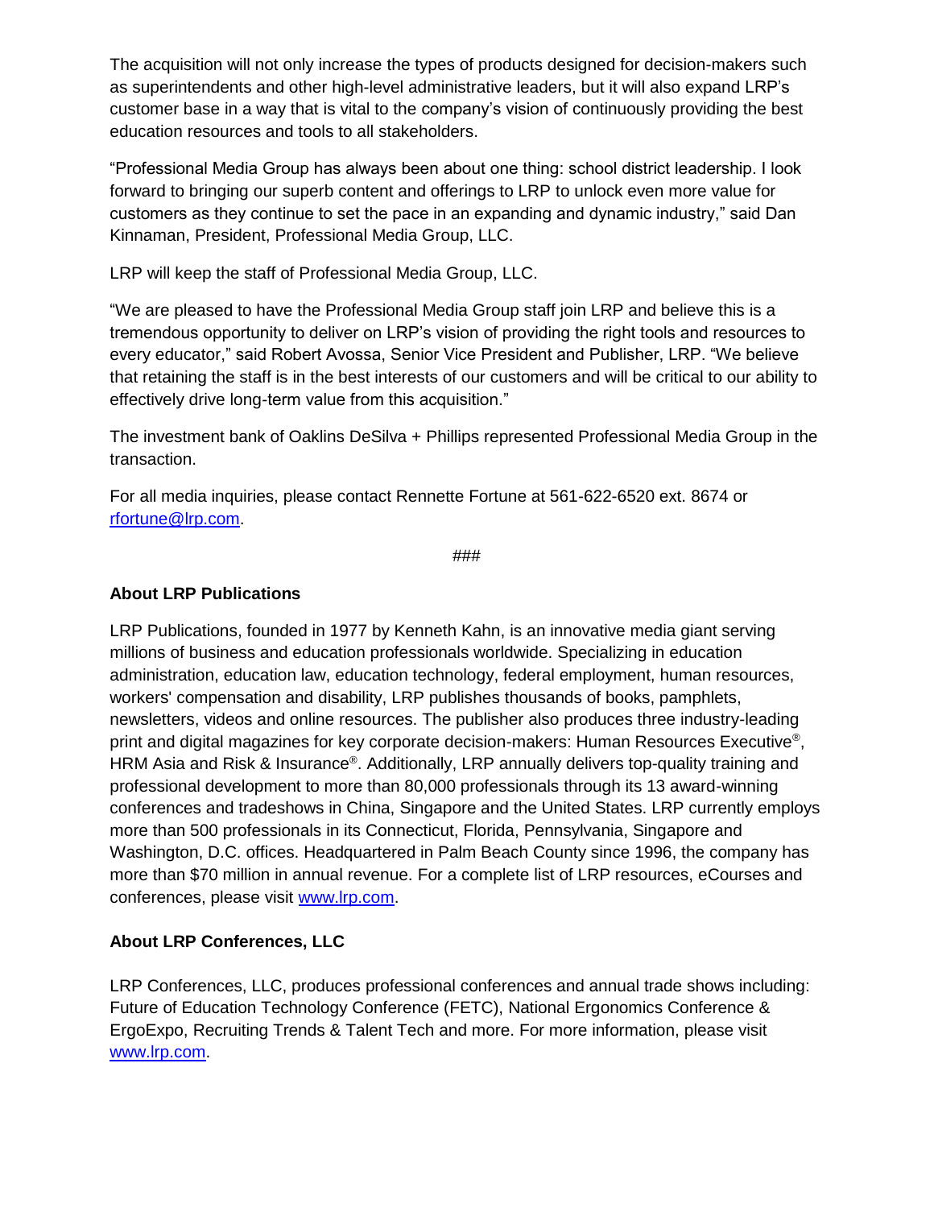The acquisition will not only increase the types of products designed for decision-makers such as superintendents and other high-level administrative leaders, but it will also expand LRP's customer base in a way that is vital to the company's vision of continuously providing the best education resources and tools to all stakeholders.

"Professional Media Group has always been about one thing: school district leadership. I look forward to bringing our superb content and offerings to LRP to unlock even more value for customers as they continue to set the pace in an expanding and dynamic industry," said Dan Kinnaman, President, Professional Media Group, LLC.

LRP will keep the staff of Professional Media Group, LLC.

"We are pleased to have the Professional Media Group staff join LRP and believe this is a tremendous opportunity to deliver on LRP's vision of providing the right tools and resources to every educator," said Robert Avossa, Senior Vice President and Publisher, LRP. "We believe that retaining the staff is in the best interests of our customers and will be critical to our ability to effectively drive long-term value from this acquisition."

The investment bank of Oaklins DeSilva + Phillips represented Professional Media Group in the transaction.

For all media inquiries, please contact Rennette Fortune at 561-622-6520 ext. 8674 or rfortune@lrp.com.

###

**About LRP Publications**

LRP Publications, founded in 1977 by Kenneth Kahn, is an innovative media giant serving millions of business and education professionals worldwide. Specializing in education administration, education law, education technology, federal employment, human resources, workers' compensation and disability, LRP publishes thousands of books, pamphlets, newsletters, videos and online resources. The publisher also produces three industry-leading print and digital magazines for key corporate decision-makers: Human Resources Executive®, HRM Asia and Risk & Insurance®. Additionally, LRP annually delivers top-quality training and professional development to more than 80,000 professionals through its 13 award-winning conferences and tradeshows in China, Singapore and the United States. LRP currently employs more than 500 professionals in its Connecticut, Florida, Pennsylvania, Singapore and Washington, D.C. offices. Headquartered in Palm Beach County since 1996, the company has more than $70 million in annual revenue. For a complete list of LRP resources, eCourses and conferences, please visit www.lrp.com.

**About LRP Conferences, LLC**

LRP Conferences, LLC, produces professional conferences and annual trade shows including: Future of Education Technology Conference (FETC), National Ergonomics Conference & ErgoExpo, Recruiting Trends & Talent Tech and more. For more information, please visit www.lrp.com.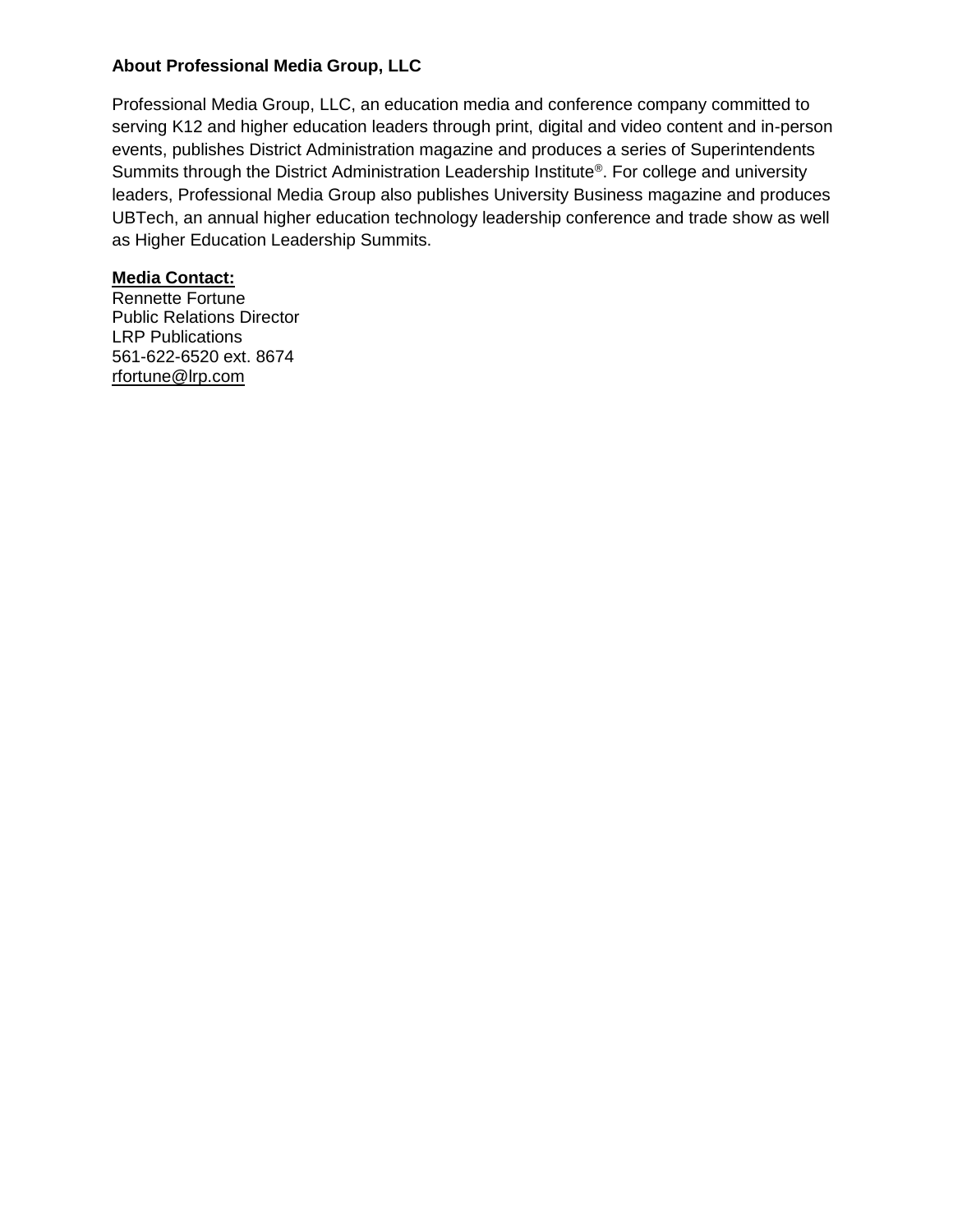**About Professional Media Group, LLC**

Professional Media Group, LLC, an education media and conference company committed to serving K12 and higher education leaders through print, digital and video content and in-person events, publishes District Administration magazine and produces a series of Superintendents Summits through the District Administration Leadership Institute®. For college and university leaders, Professional Media Group also publishes University Business magazine and produces UBTech, an annual higher education technology leadership conference and trade show as well as Higher Education Leadership Summits.

**Media Contact:**
Rennette Fortune
Public Relations Director
LRP Publications
561-622-6520 ext. 8674
rfortune@lrp.com